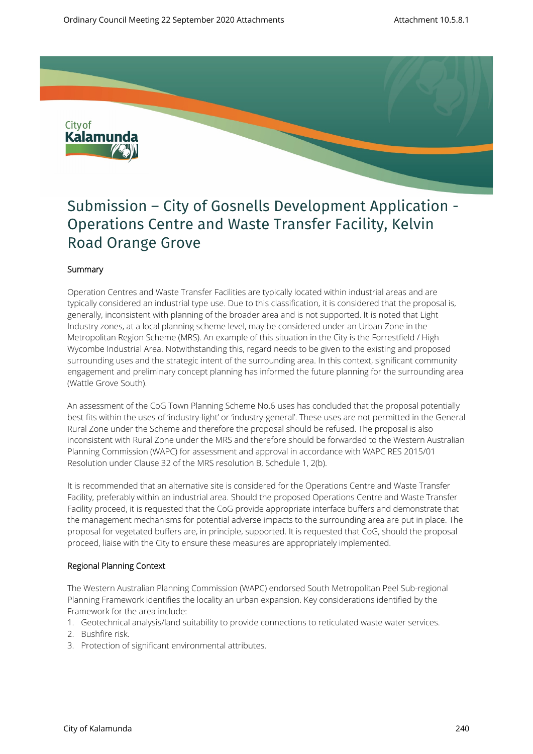# Submission – City of Gosnells Development Application - Operations Centre and Waste Transfer Facility, Kelvin Road Orange Grove

## Summary

Operation Centres and Waste Transfer Facilities are typically located within industrial areas and are typically considered an industrial type use. Due to this classification, it is considered that the proposal is, generally, inconsistent with planning of the broader area and is not supported. It is noted that Light Industry zones, at a local planning scheme level, may be considered under an Urban Zone in the Metropolitan Region Scheme (MRS). An example of this situation in the City is the Forrestfield / High Wycombe Industrial Area. Notwithstanding this, regard needs to be given to the existing and proposed surrounding uses and the strategic intent of the surrounding area. In this context, significant community engagement and preliminary concept planning has informed the future planning for the surrounding area (Wattle Grove South).

An assessment of the CoG Town Planning Scheme No.6 uses has concluded that the proposal potentially best fits within the uses of 'industry-light' or 'industry-general'. These uses are not permitted in the General Rural Zone under the Scheme and therefore the proposal should be refused. The proposal is also inconsistent with Rural Zone under the MRS and therefore should be forwarded to the Western Australian Planning Commission (WAPC) for assessment and approval in accordance with WAPC RES 2015/01 Resolution under Clause 32 of the MRS resolution B, Schedule 1, 2(b).

It is recommended that an alternative site is considered for the Operations Centre and Waste Transfer Facility, preferably within an industrial area. Should the proposed Operations Centre and Waste Transfer Facility proceed, it is requested that the CoG provide appropriate interface buffers and demonstrate that the management mechanisms for potential adverse impacts to the surrounding area are put in place. The proposal for vegetated buffers are, in principle, supported. It is requested that CoG, should the proposal proceed, liaise with the City to ensure these measures are appropriately implemented.

## Regional Planning Context

The Western Australian Planning Commission (WAPC) endorsed South Metropolitan Peel Sub-regional Planning Framework identifies the locality an urban expansion. Key considerations identified by the Framework for the area include:

1. Geotechnical analysis/land suitability to provide connections to reticulated waste water services.
2. Bushfire risk.
3. Protection of significant environmental attributes.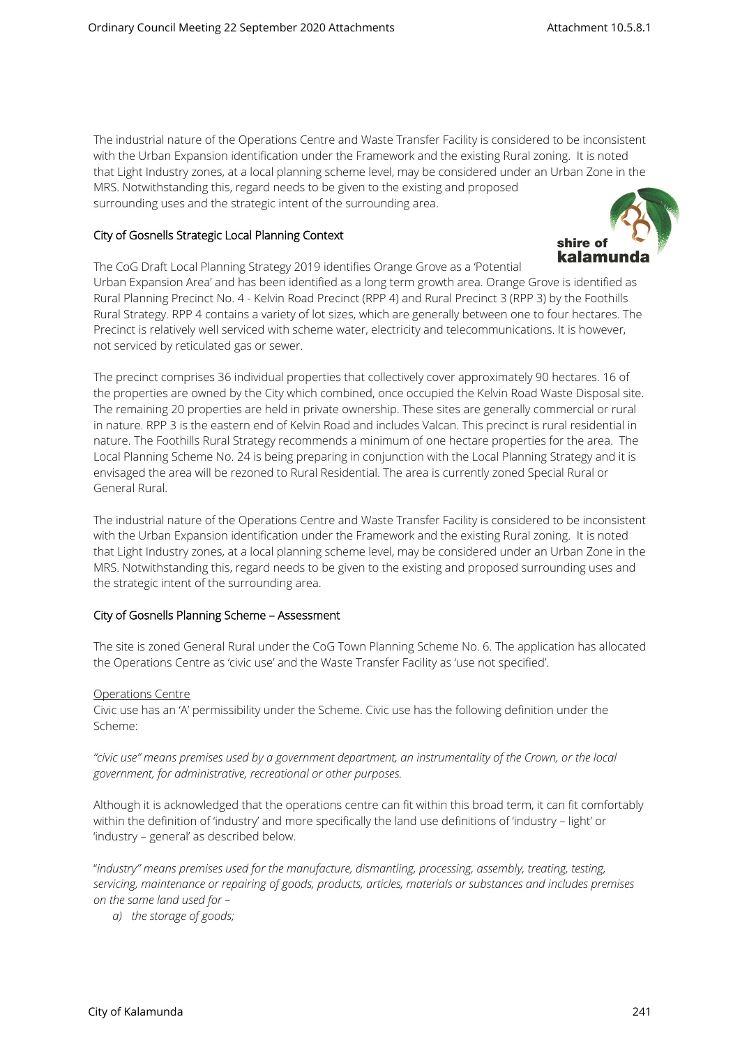The industrial nature of the Operations Centre and Waste Transfer Facility is considered to be inconsistent with the Urban Expansion identification under the Framework and the existing Rural zoning. It is noted that Light Industry zones, at a local planning scheme level, may be considered under an Urban Zone in the MRS. Notwithstanding this, regard needs to be given to the existing and proposed surrounding uses and the strategic intent of the surrounding area.

### City of Gosnells Strategic Local Planning Context

The CoG Draft Local Planning Strategy 2019 identifies Orange Grove as a 'Potential Urban Expansion Area' and has been identified as a long term growth area. Orange Grove is identified as Rural Planning Precinct No. 4 - Kelvin Road Precinct (RPP 4) and Rural Precinct 3 (RPP 3) by the Foothills Rural Strategy. RPP 4 contains a variety of lot sizes, which are generally between one to four hectares. The Precinct is relatively well serviced with scheme water, electricity and telecommunications. It is however, not serviced by reticulated gas or sewer.

The precinct comprises 36 individual properties that collectively cover approximately 90 hectares. 16 of the properties are owned by the City which combined, once occupied the Kelvin Road Waste Disposal site. The remaining 20 properties are held in private ownership. These sites are generally commercial or rural in nature. RPP 3 is the eastern end of Kelvin Road and includes Valcan. This precinct is rural residential in nature. The Foothills Rural Strategy recommends a minimum of one hectare properties for the area. The Local Planning Scheme No. 24 is being preparing in conjunction with the Local Planning Strategy and it is envisaged the area will be rezoned to Rural Residential. The area is currently zoned Special Rural or General Rural.

The industrial nature of the Operations Centre and Waste Transfer Facility is considered to be inconsistent with the Urban Expansion identification under the Framework and the existing Rural zoning. It is noted that Light Industry zones, at a local planning scheme level, may be considered under an Urban Zone in the MRS. Notwithstanding this, regard needs to be given to the existing and proposed surrounding uses and the strategic intent of the surrounding area.

### City of Gosnells Planning Scheme – Assessment

The site is zoned General Rural under the CoG Town Planning Scheme No. 6. The application has allocated the Operations Centre as 'civic use' and the Waste Transfer Facility as 'use not specified'.

Operations Centre

Civic use has an 'A' permissibility under the Scheme. Civic use has the following definition under the Scheme:

*"civic use" means premises used by a government department, an instrumentality of the Crown, or the local government, for administrative, recreational or other purposes.*

Although it is acknowledged that the operations centre can fit within this broad term, it can fit comfortably within the definition of 'industry' and more specifically the land use definitions of 'industry – light' or 'industry – general' as described below.

"*industry" means premises used for the manufacture, dismantling, processing, assembly, treating, testing, servicing, maintenance or repairing of goods, products, articles, materials or substances and includes premises on the same land used for –*

*a) the storage of goods;*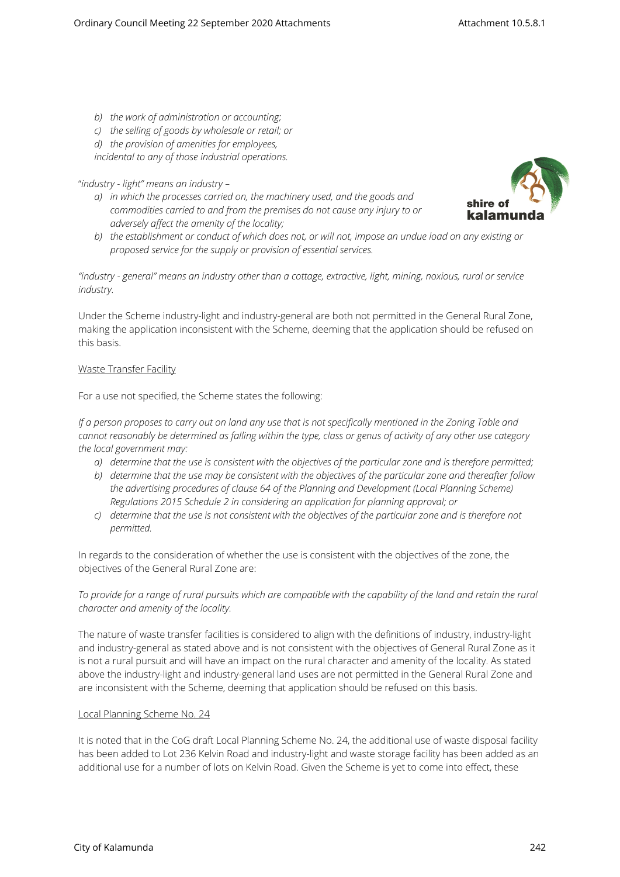- *b) the work of administration or accounting;*
- *c) the selling of goods by wholesale or retail; or*
- *d) the provision of amenities for employees,*

*incidental to any of those industrial operations.*

"*industry - light" means an industry –*

- *a) in which the processes carried on, the machinery used, and the goods and commodities carried to and from the premises do not cause any injury to or adversely affect the amenity of the locality;*
- *b) the establishment or conduct of which does not, or will not, impose an undue load on any existing or proposed service for the supply or provision of essential services.*

*"industry - general" means an industry other than a cottage, extractive, light, mining, noxious, rural or service industry.*

Under the Scheme industry-light and industry-general are both not permitted in the General Rural Zone, making the application inconsistent with the Scheme, deeming that the application should be refused on this basis.

Waste Transfer Facility

For a use not specified, the Scheme states the following:

*If a person proposes to carry out on land any use that is not specifically mentioned in the Zoning Table and cannot reasonably be determined as falling within the type, class or genus of activity of any other use category the local government may:*

- *a) determine that the use is consistent with the objectives of the particular zone and is therefore permitted;*
- *b) determine that the use may be consistent with the objectives of the particular zone and thereafter follow the advertising procedures of clause 64 of the Planning and Development (Local Planning Scheme) Regulations 2015 Schedule 2 in considering an application for planning approval; or*
- *c) determine that the use is not consistent with the objectives of the particular zone and is therefore not permitted.*

In regards to the consideration of whether the use is consistent with the objectives of the zone, the objectives of the General Rural Zone are:

*To provide for a range of rural pursuits which are compatible with the capability of the land and retain the rural character and amenity of the locality.*

The nature of waste transfer facilities is considered to align with the definitions of industry, industry-light and industry-general as stated above and is not consistent with the objectives of General Rural Zone as it is not a rural pursuit and will have an impact on the rural character and amenity of the locality. As stated above the industry-light and industry-general land uses are not permitted in the General Rural Zone and are inconsistent with the Scheme, deeming that application should be refused on this basis.

Local Planning Scheme No. 24

It is noted that in the CoG draft Local Planning Scheme No. 24, the additional use of waste disposal facility has been added to Lot 236 Kelvin Road and industry-light and waste storage facility has been added as an additional use for a number of lots on Kelvin Road. Given the Scheme is yet to come into effect, these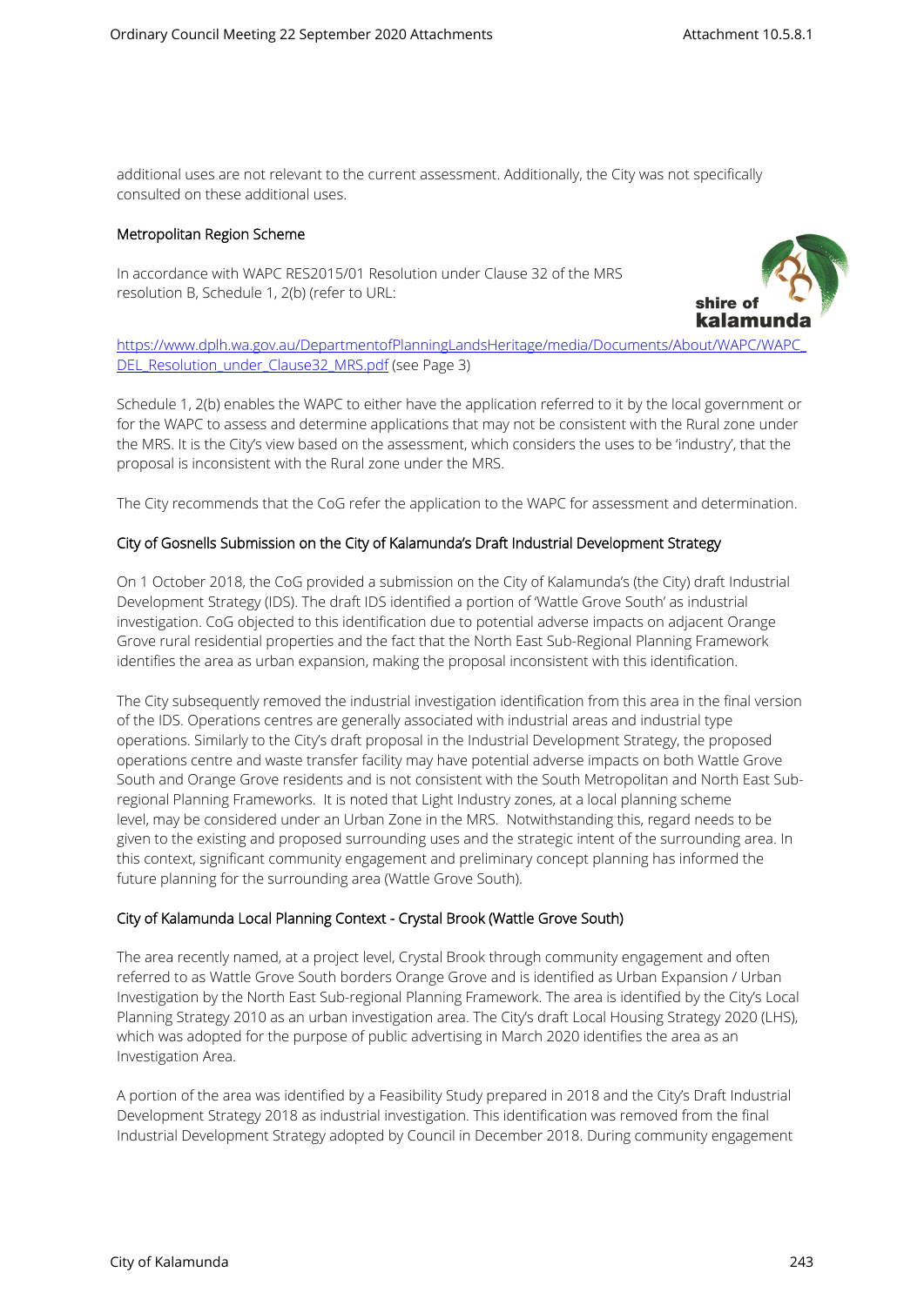additional uses are not relevant to the current assessment. Additionally, the City was not specifically consulted on these additional uses.

## Metropolitan Region Scheme

In accordance with WAPC RES2015/01 Resolution under Clause 32 of the MRS resolution B, Schedule 1, 2(b) (refer to URL:

https://www.dplh.wa.gov.au/DepartmentofPlanningLandsHeritage/media/Documents/About/WAPC/WAPC_DEL_Resolution_under_Clause32_MRS.pdf (see Page 3)

Schedule 1, 2(b) enables the WAPC to either have the application referred to it by the local government or for the WAPC to assess and determine applications that may not be consistent with the Rural zone under the MRS. It is the City's view based on the assessment, which considers the uses to be 'industry', that the proposal is inconsistent with the Rural zone under the MRS.

The City recommends that the CoG refer the application to the WAPC for assessment and determination.

## City of Gosnells Submission on the City of Kalamunda's Draft Industrial Development Strategy

On 1 October 2018, the CoG provided a submission on the City of Kalamunda's (the City) draft Industrial Development Strategy (IDS). The draft IDS identified a portion of 'Wattle Grove South' as industrial investigation. CoG objected to this identification due to potential adverse impacts on adjacent Orange Grove rural residential properties and the fact that the North East Sub-Regional Planning Framework identifies the area as urban expansion, making the proposal inconsistent with this identification.

The City subsequently removed the industrial investigation identification from this area in the final version of the IDS. Operations centres are generally associated with industrial areas and industrial type operations. Similarly to the City's draft proposal in the Industrial Development Strategy, the proposed operations centre and waste transfer facility may have potential adverse impacts on both Wattle Grove South and Orange Grove residents and is not consistent with the South Metropolitan and North East Sub-regional Planning Frameworks. It is noted that Light Industry zones, at a local planning scheme level, may be considered under an Urban Zone in the MRS. Notwithstanding this, regard needs to be given to the existing and proposed surrounding uses and the strategic intent of the surrounding area. In this context, significant community engagement and preliminary concept planning has informed the future planning for the surrounding area (Wattle Grove South).

## City of Kalamunda Local Planning Context - Crystal Brook (Wattle Grove South)

The area recently named, at a project level, Crystal Brook through community engagement and often referred to as Wattle Grove South borders Orange Grove and is identified as Urban Expansion / Urban Investigation by the North East Sub-regional Planning Framework. The area is identified by the City's Local Planning Strategy 2010 as an urban investigation area. The City's draft Local Housing Strategy 2020 (LHS), which was adopted for the purpose of public advertising in March 2020 identifies the area as an Investigation Area.

A portion of the area was identified by a Feasibility Study prepared in 2018 and the City's Draft Industrial Development Strategy 2018 as industrial investigation. This identification was removed from the final Industrial Development Strategy adopted by Council in December 2018. During community engagement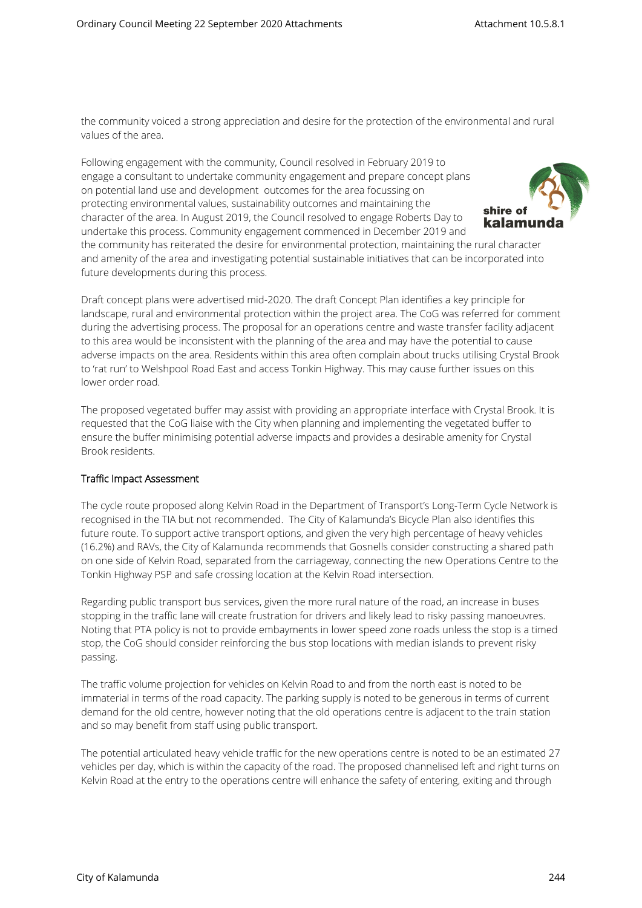the community voiced a strong appreciation and desire for the protection of the environmental and rural values of the area.

Following engagement with the community, Council resolved in February 2019 to engage a consultant to undertake community engagement and prepare concept plans on potential land use and development outcomes for the area focussing on protecting environmental values, sustainability outcomes and maintaining the character of the area. In August 2019, the Council resolved to engage Roberts Day to undertake this process. Community engagement commenced in December 2019 and the community has reiterated the desire for environmental protection, maintaining the rural character and amenity of the area and investigating potential sustainable initiatives that can be incorporated into future developments during this process.

Draft concept plans were advertised mid-2020. The draft Concept Plan identifies a key principle for landscape, rural and environmental protection within the project area. The CoG was referred for comment during the advertising process. The proposal for an operations centre and waste transfer facility adjacent to this area would be inconsistent with the planning of the area and may have the potential to cause adverse impacts on the area. Residents within this area often complain about trucks utilising Crystal Brook to 'rat run' to Welshpool Road East and access Tonkin Highway. This may cause further issues on this lower order road.

The proposed vegetated buffer may assist with providing an appropriate interface with Crystal Brook. It is requested that the CoG liaise with the City when planning and implementing the vegetated buffer to ensure the buffer minimising potential adverse impacts and provides a desirable amenity for Crystal Brook residents.

## Traffic Impact Assessment

The cycle route proposed along Kelvin Road in the Department of Transport's Long-Term Cycle Network is recognised in the TIA but not recommended. The City of Kalamunda's Bicycle Plan also identifies this future route. To support active transport options, and given the very high percentage of heavy vehicles (16.2%) and RAVs, the City of Kalamunda recommends that Gosnells consider constructing a shared path on one side of Kelvin Road, separated from the carriageway, connecting the new Operations Centre to the Tonkin Highway PSP and safe crossing location at the Kelvin Road intersection.

Regarding public transport bus services, given the more rural nature of the road, an increase in buses stopping in the traffic lane will create frustration for drivers and likely lead to risky passing manoeuvres. Noting that PTA policy is not to provide embayments in lower speed zone roads unless the stop is a timed stop, the CoG should consider reinforcing the bus stop locations with median islands to prevent risky passing.

The traffic volume projection for vehicles on Kelvin Road to and from the north east is noted to be immaterial in terms of the road capacity. The parking supply is noted to be generous in terms of current demand for the old centre, however noting that the old operations centre is adjacent to the train station and so may benefit from staff using public transport.

The potential articulated heavy vehicle traffic for the new operations centre is noted to be an estimated 27 vehicles per day, which is within the capacity of the road. The proposed channelised left and right turns on Kelvin Road at the entry to the operations centre will enhance the safety of entering, exiting and through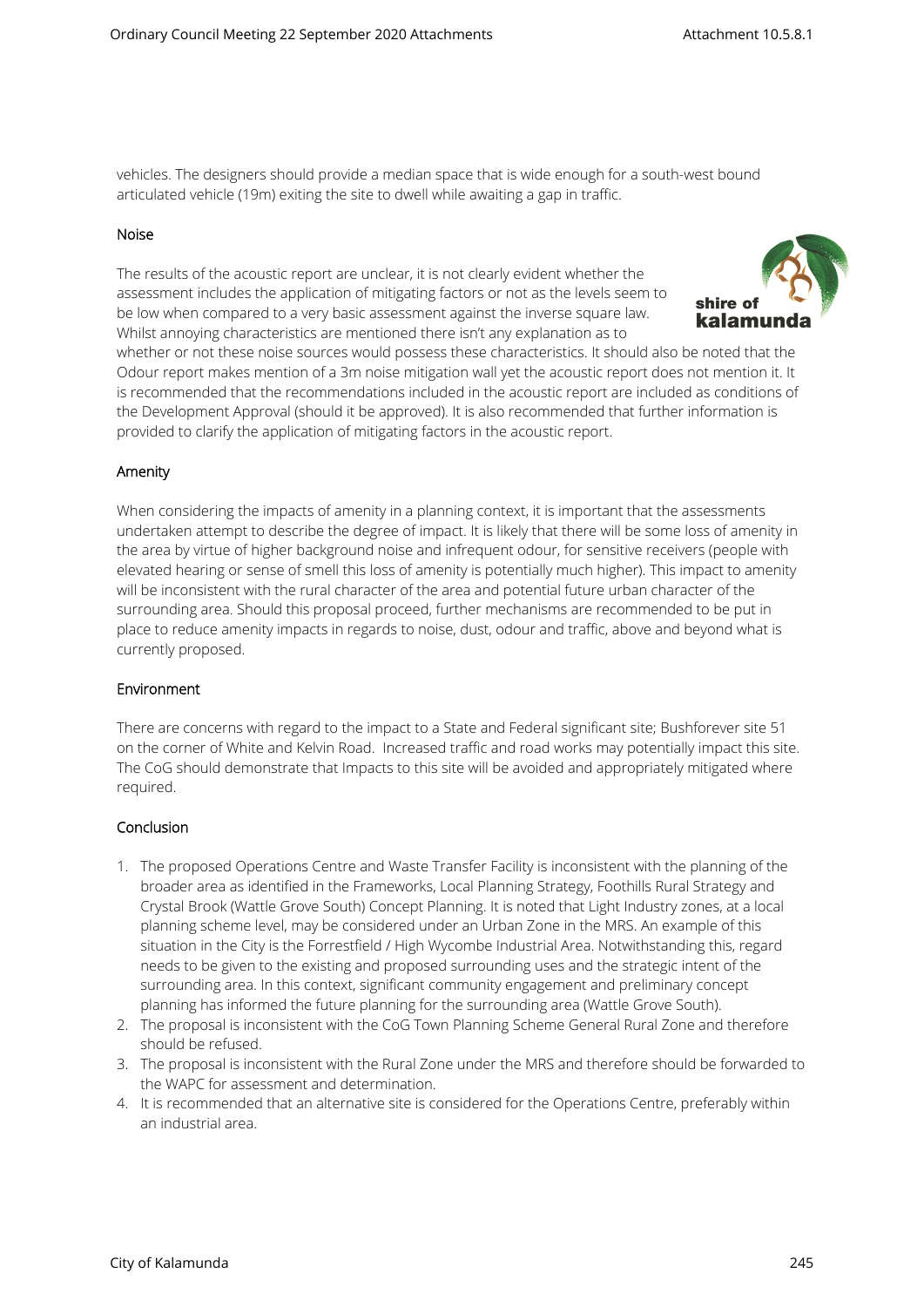vehicles. The designers should provide a median space that is wide enough for a south-west bound articulated vehicle (19m) exiting the site to dwell while awaiting a gap in traffic.

## Noise

The results of the acoustic report are unclear, it is not clearly evident whether the assessment includes the application of mitigating factors or not as the levels seem to be low when compared to a very basic assessment against the inverse square law. Whilst annoying characteristics are mentioned there isn't any explanation as to whether or not these noise sources would possess these characteristics. It should also be noted that the Odour report makes mention of a 3m noise mitigation wall yet the acoustic report does not mention it. It is recommended that the recommendations included in the acoustic report are included as conditions of the Development Approval (should it be approved). It is also recommended that further information is provided to clarify the application of mitigating factors in the acoustic report.

## Amenity

When considering the impacts of amenity in a planning context, it is important that the assessments undertaken attempt to describe the degree of impact. It is likely that there will be some loss of amenity in the area by virtue of higher background noise and infrequent odour, for sensitive receivers (people with elevated hearing or sense of smell this loss of amenity is potentially much higher). This impact to amenity will be inconsistent with the rural character of the area and potential future urban character of the surrounding area. Should this proposal proceed, further mechanisms are recommended to be put in place to reduce amenity impacts in regards to noise, dust, odour and traffic, above and beyond what is currently proposed.

## Environment

There are concerns with regard to the impact to a State and Federal significant site; Bushforever site 51 on the corner of White and Kelvin Road. Increased traffic and road works may potentially impact this site. The CoG should demonstrate that Impacts to this site will be avoided and appropriately mitigated where required.

## Conclusion

1. The proposed Operations Centre and Waste Transfer Facility is inconsistent with the planning of the broader area as identified in the Frameworks, Local Planning Strategy, Foothills Rural Strategy and Crystal Brook (Wattle Grove South) Concept Planning. It is noted that Light Industry zones, at a local planning scheme level, may be considered under an Urban Zone in the MRS. An example of this situation in the City is the Forrestfield / High Wycombe Industrial Area. Notwithstanding this, regard needs to be given to the existing and proposed surrounding uses and the strategic intent of the surrounding area. In this context, significant community engagement and preliminary concept planning has informed the future planning for the surrounding area (Wattle Grove South).
2. The proposal is inconsistent with the CoG Town Planning Scheme General Rural Zone and therefore should be refused.
3. The proposal is inconsistent with the Rural Zone under the MRS and therefore should be forwarded to the WAPC for assessment and determination.
4. It is recommended that an alternative site is considered for the Operations Centre, preferably within an industrial area.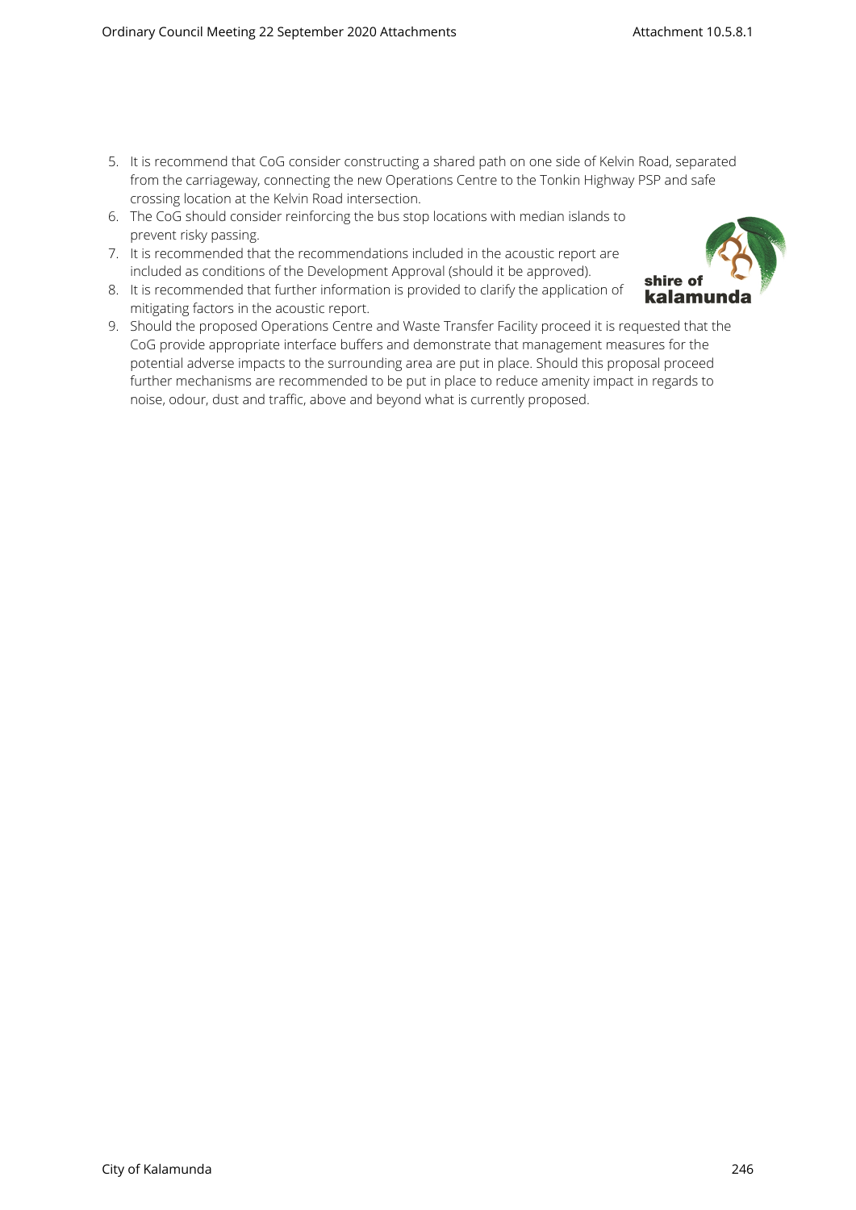5. It is recommend that CoG consider constructing a shared path on one side of Kelvin Road, separated from the carriageway, connecting the new Operations Centre to the Tonkin Highway PSP and safe crossing location at the Kelvin Road intersection.
6. The CoG should consider reinforcing the bus stop locations with median islands to prevent risky passing.
7. It is recommended that the recommendations included in the acoustic report are included as conditions of the Development Approval (should it be approved).
8. It is recommended that further information is provided to clarify the application of mitigating factors in the acoustic report.
9. Should the proposed Operations Centre and Waste Transfer Facility proceed it is requested that the CoG provide appropriate interface buffers and demonstrate that management measures for the potential adverse impacts to the surrounding area are put in place. Should this proposal proceed further mechanisms are recommended to be put in place to reduce amenity impact in regards to noise, odour, dust and traffic, above and beyond what is currently proposed.